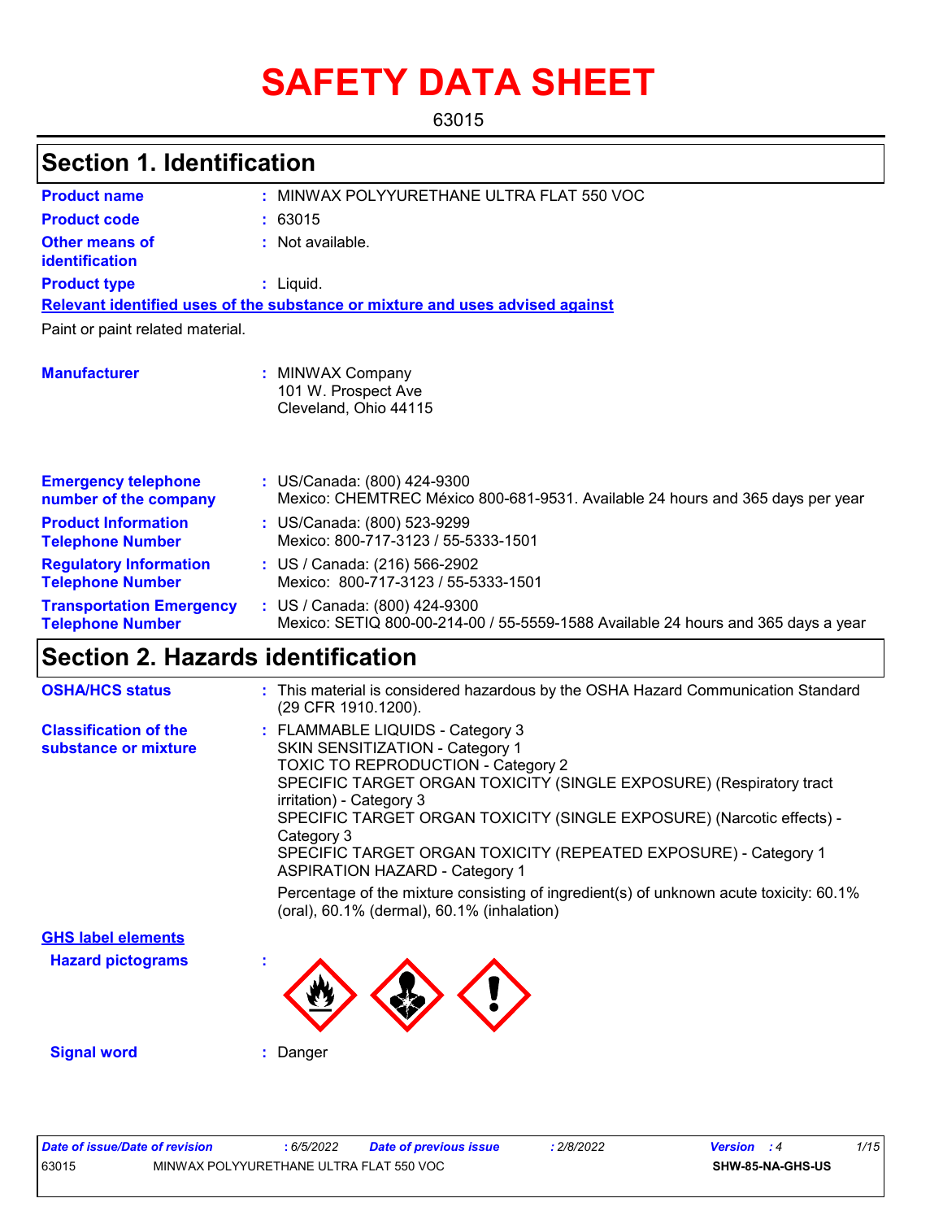# SAFETY DATA SHEET

63015

## Section 1. Identification

| | | |
|---|---|---|
| **Product name** | : | MINWAX POLYYURETHANE ULTRA FLAT 550 VOC |
| **Product code** | : | 63015 |
| **Other means of identification** | : | Not available. |
| **Product type** | : | Liquid. |

**Relevant identified uses of the substance or mixture and uses advised against**

Paint or paint related material.

| | | |
|---|---|---|
| **Manufacturer** | : | MINWAX Company<br>101 W. Prospect Ave<br>Cleveland, Ohio 44115 |
| **Emergency telephone number of the company** | : | US/Canada: (800) 424-9300<br>Mexico: CHEMTREC México 800-681-9531. Available 24 hours and 365 days per year |
| **Product Information Telephone Number** | : | US/Canada: (800) 523-9299<br>Mexico: 800-717-3123 / 55-5333-1501 |
| **Regulatory Information Telephone Number** | : | US / Canada: (216) 566-2902<br>Mexico: 800-717-3123 / 55-5333-1501 |
| **Transportation Emergency Telephone Number** | : | US / Canada: (800) 424-9300<br>Mexico: SETIQ 800-00-214-00 / 55-5559-1588 Available 24 hours and 365 days a year |

## Section 2. Hazards identification

| | | |
|---|---|---|
| **OSHA/HCS status** | : | This material is considered hazardous by the OSHA Hazard Communication Standard (29 CFR 1910.1200). |
| **Classification of the substance or mixture** | : | FLAMMABLE LIQUIDS - Category 3<br>SKIN SENSITIZATION - Category 1<br>TOXIC TO REPRODUCTION - Category 2<br>SPECIFIC TARGET ORGAN TOXICITY (SINGLE EXPOSURE) (Respiratory tract irritation) - Category 3<br>SPECIFIC TARGET ORGAN TOXICITY (SINGLE EXPOSURE) (Narcotic effects) - Category 3<br>SPECIFIC TARGET ORGAN TOXICITY (REPEATED EXPOSURE) - Category 1<br>ASPIRATION HAZARD - Category 1<br><br>Percentage of the mixture consisting of ingredient(s) of unknown acute toxicity: 60.1% (oral), 60.1% (dermal), 60.1% (inhalation) |

**GHS label elements**

| | | |
|---|---|---|
| **Hazard pictograms** | : | |
| **Signal word** | : | Danger |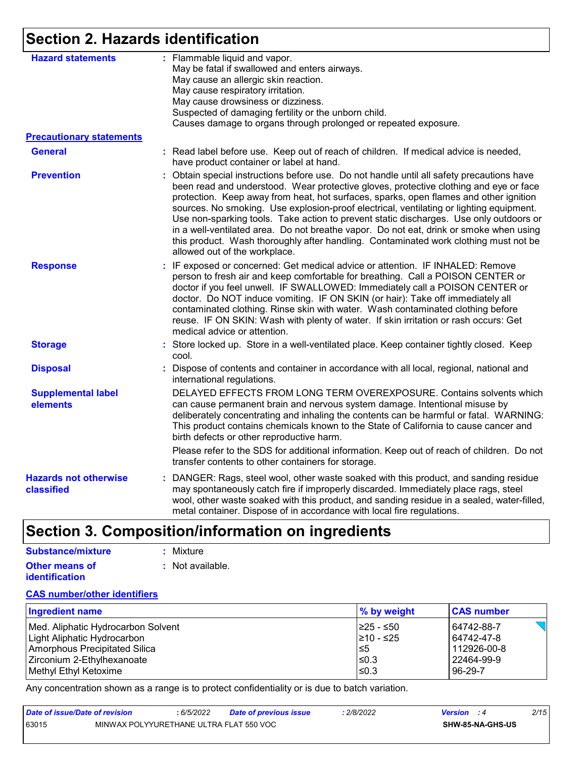# Section 2. Hazards identification

**Hazard statements** : Flammable liquid and vapor.
May be fatal if swallowed and enters airways.
May cause an allergic skin reaction.
May cause respiratory irritation.
May cause drowsiness or dizziness.
Suspected of damaging fertility or the unborn child.
Causes damage to organs through prolonged or repeated exposure.

**Precautionary statements**

**General** : Read label before use. Keep out of reach of children. If medical advice is needed, have product container or label at hand.

**Prevention** : Obtain special instructions before use. Do not handle until all safety precautions have been read and understood. Wear protective gloves, protective clothing and eye or face protection. Keep away from heat, hot surfaces, sparks, open flames and other ignition sources. No smoking. Use explosion-proof electrical, ventilating or lighting equipment. Use non-sparking tools. Take action to prevent static discharges. Use only outdoors or in a well-ventilated area. Do not breathe vapor. Do not eat, drink or smoke when using this product. Wash thoroughly after handling. Contaminated work clothing must not be allowed out of the workplace.

**Response** : IF exposed or concerned: Get medical advice or attention. IF INHALED: Remove person to fresh air and keep comfortable for breathing. Call a POISON CENTER or doctor if you feel unwell. IF SWALLOWED: Immediately call a POISON CENTER or doctor. Do NOT induce vomiting. IF ON SKIN (or hair): Take off immediately all contaminated clothing. Rinse skin with water. Wash contaminated clothing before reuse. IF ON SKIN: Wash with plenty of water. If skin irritation or rash occurs: Get medical advice or attention.

**Storage** : Store locked up. Store in a well-ventilated place. Keep container tightly closed. Keep cool.

**Disposal** : Dispose of contents and container in accordance with all local, regional, national and international regulations.

**Supplemental label elements** DELAYED EFFECTS FROM LONG TERM OVEREXPOSURE. Contains solvents which can cause permanent brain and nervous system damage. Intentional misuse by deliberately concentrating and inhaling the contents can be harmful or fatal. WARNING: This product contains chemicals known to the State of California to cause cancer and birth defects or other reproductive harm.

Please refer to the SDS for additional information. Keep out of reach of children. Do not transfer contents to other containers for storage.

**Hazards not otherwise classified** : DANGER: Rags, steel wool, other waste soaked with this product, and sanding residue may spontaneously catch fire if improperly discarded. Immediately place rags, steel wool, other waste soaked with this product, and sanding residue in a sealed, water-filled, metal container. Dispose of in accordance with local fire regulations.

# Section 3. Composition/information on ingredients

**Substance/mixture** : Mixture

**Other means of identification** : Not available.

**CAS number/other identifiers**

| Ingredient name | % by weight | CAS number |
|---|---|---|
| Med. Aliphatic Hydrocarbon Solvent | ≥25 - ≤50 | 64742-88-7 |
| Light Aliphatic Hydrocarbon | ≥10 - ≤25 | 64742-47-8 |
| Amorphous Precipitated Silica | ≤5 | 112926-00-8 |
| Zirconium 2-Ethylhexanoate | ≤0.3 | 22464-99-9 |
| Methyl Ethyl Ketoxime | ≤0.3 | 96-29-7 |

Any concentration shown as a range is to protect confidentiality or is due to batch variation.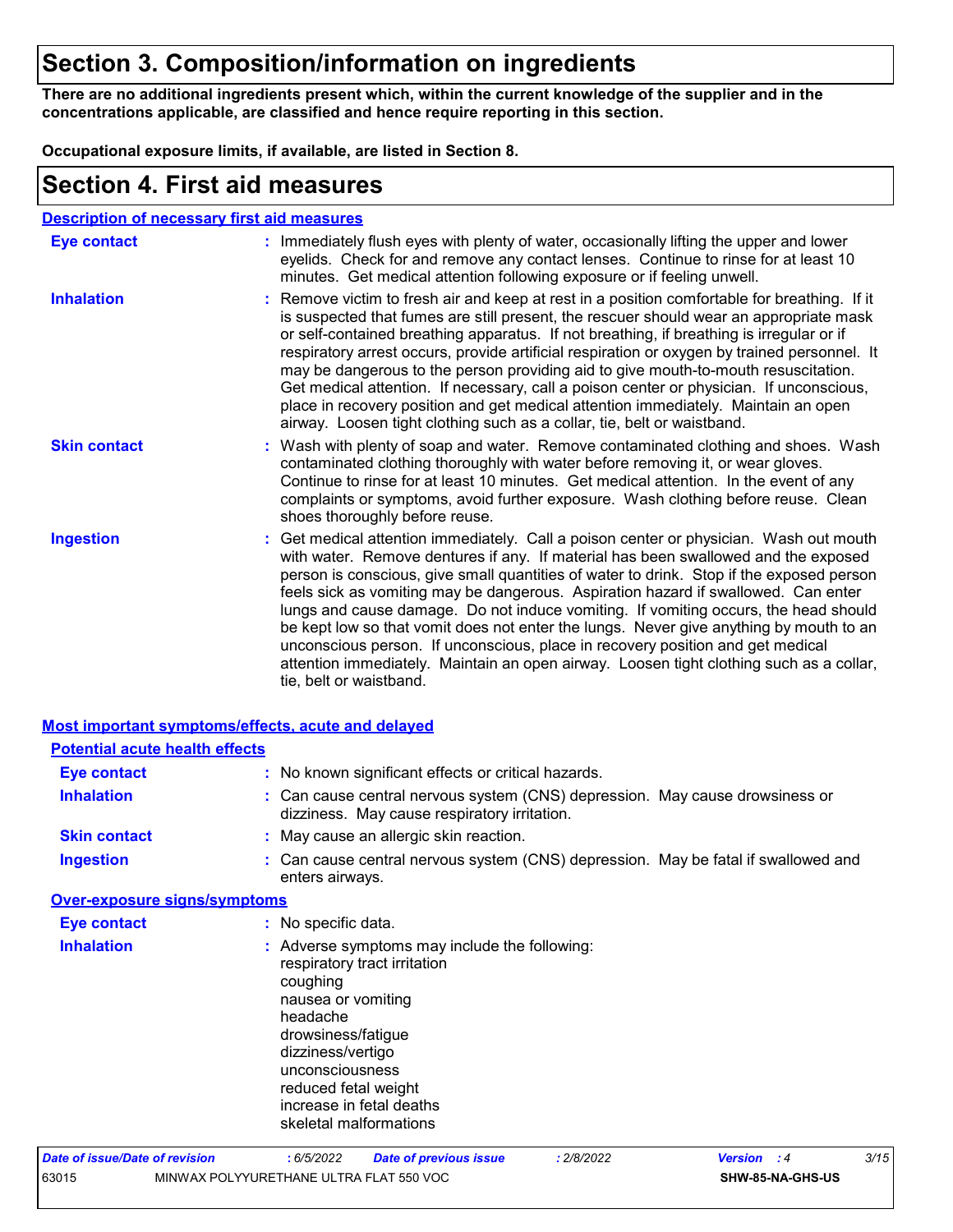# Section 3. Composition/information on ingredients

**There are no additional ingredients present which, within the current knowledge of the supplier and in the concentrations applicable, are classified and hence require reporting in this section.**

**Occupational exposure limits, if available, are listed in Section 8.**

# Section 4. First aid measures

## Description of necessary first aid measures

| | |
|---|---|
| **Eye contact** | : Immediately flush eyes with plenty of water, occasionally lifting the upper and lower eyelids. Check for and remove any contact lenses. Continue to rinse for at least 10 minutes. Get medical attention following exposure or if feeling unwell. |
| **Inhalation** | : Remove victim to fresh air and keep at rest in a position comfortable for breathing. If it is suspected that fumes are still present, the rescuer should wear an appropriate mask or self-contained breathing apparatus. If not breathing, if breathing is irregular or if respiratory arrest occurs, provide artificial respiration or oxygen by trained personnel. It may be dangerous to the person providing aid to give mouth-to-mouth resuscitation. Get medical attention. If necessary, call a poison center or physician. If unconscious, place in recovery position and get medical attention immediately. Maintain an open airway. Loosen tight clothing such as a collar, tie, belt or waistband. |
| **Skin contact** | : Wash with plenty of soap and water. Remove contaminated clothing and shoes. Wash contaminated clothing thoroughly with water before removing it, or wear gloves. Continue to rinse for at least 10 minutes. Get medical attention. In the event of any complaints or symptoms, avoid further exposure. Wash clothing before reuse. Clean shoes thoroughly before reuse. |
| **Ingestion** | : Get medical attention immediately. Call a poison center or physician. Wash out mouth with water. Remove dentures if any. If material has been swallowed and the exposed person is conscious, give small quantities of water to drink. Stop if the exposed person feels sick as vomiting may be dangerous. Aspiration hazard if swallowed. Can enter lungs and cause damage. Do not induce vomiting. If vomiting occurs, the head should be kept low so that vomit does not enter the lungs. Never give anything by mouth to an unconscious person. If unconscious, place in recovery position and get medical attention immediately. Maintain an open airway. Loosen tight clothing such as a collar, tie, belt or waistband. |

## Most important symptoms/effects, acute and delayed

### Potential acute health effects

| | |
|---|---|
| **Eye contact** | : No known significant effects or critical hazards. |
| **Inhalation** | : Can cause central nervous system (CNS) depression. May cause drowsiness or dizziness. May cause respiratory irritation. |
| **Skin contact** | : May cause an allergic skin reaction. |
| **Ingestion** | : Can cause central nervous system (CNS) depression. May be fatal if swallowed and enters airways. |

### Over-exposure signs/symptoms

| | |
|---|---|
| **Eye contact** | : No specific data. |
| **Inhalation** | : Adverse symptoms may include the following:<br>respiratory tract irritation<br>coughing<br>nausea or vomiting<br>headache<br>drowsiness/fatigue<br>dizziness/vertigo<br>unconsciousness<br>reduced fetal weight<br>increase in fetal deaths<br>skeletal malformations |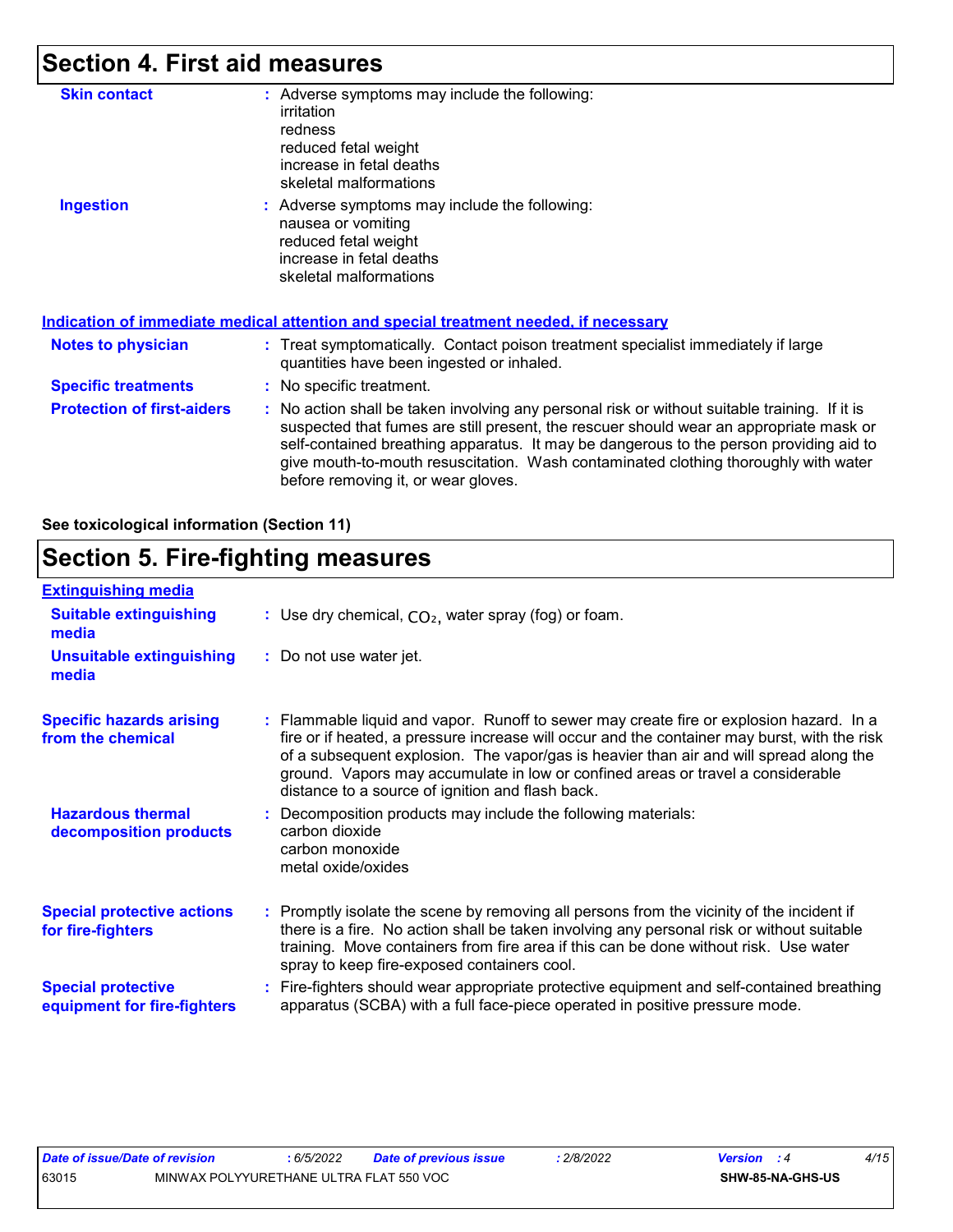## Section 4. First aid measures

**Skin contact** : Adverse symptoms may include the following:
irritation
redness
reduced fetal weight
increase in fetal deaths
skeletal malformations

**Ingestion** : Adverse symptoms may include the following:
nausea or vomiting
reduced fetal weight
increase in fetal deaths
skeletal malformations

**Indication of immediate medical attention and special treatment needed, if necessary**

**Notes to physician** : Treat symptomatically. Contact poison treatment specialist immediately if large quantities have been ingested or inhaled.

**Specific treatments** : No specific treatment.

**Protection of first-aiders** : No action shall be taken involving any personal risk or without suitable training. If it is suspected that fumes are still present, the rescuer should wear an appropriate mask or self-contained breathing apparatus. It may be dangerous to the person providing aid to give mouth-to-mouth resuscitation. Wash contaminated clothing thoroughly with water before removing it, or wear gloves.

**See toxicological information (Section 11)**

## Section 5. Fire-fighting measures

**Extinguishing media**

**Suitable extinguishing media** : Use dry chemical, $CO_2$, water spray (fog) or foam.

**Unsuitable extinguishing media** : Do not use water jet.

**Specific hazards arising from the chemical** : Flammable liquid and vapor. Runoff to sewer may create fire or explosion hazard. In a fire or if heated, a pressure increase will occur and the container may burst, with the risk of a subsequent explosion. The vapor/gas is heavier than air and will spread along the ground. Vapors may accumulate in low or confined areas or travel a considerable distance to a source of ignition and flash back.

**Hazardous thermal decomposition products** : Decomposition products may include the following materials:
carbon dioxide
carbon monoxide
metal oxide/oxides

**Special protective actions for fire-fighters** : Promptly isolate the scene by removing all persons from the vicinity of the incident if there is a fire. No action shall be taken involving any personal risk or without suitable training. Move containers from fire area if this can be done without risk. Use water spray to keep fire-exposed containers cool.

**Special protective equipment for fire-fighters** : Fire-fighters should wear appropriate protective equipment and self-contained breathing apparatus (SCBA) with a full face-piece operated in positive pressure mode.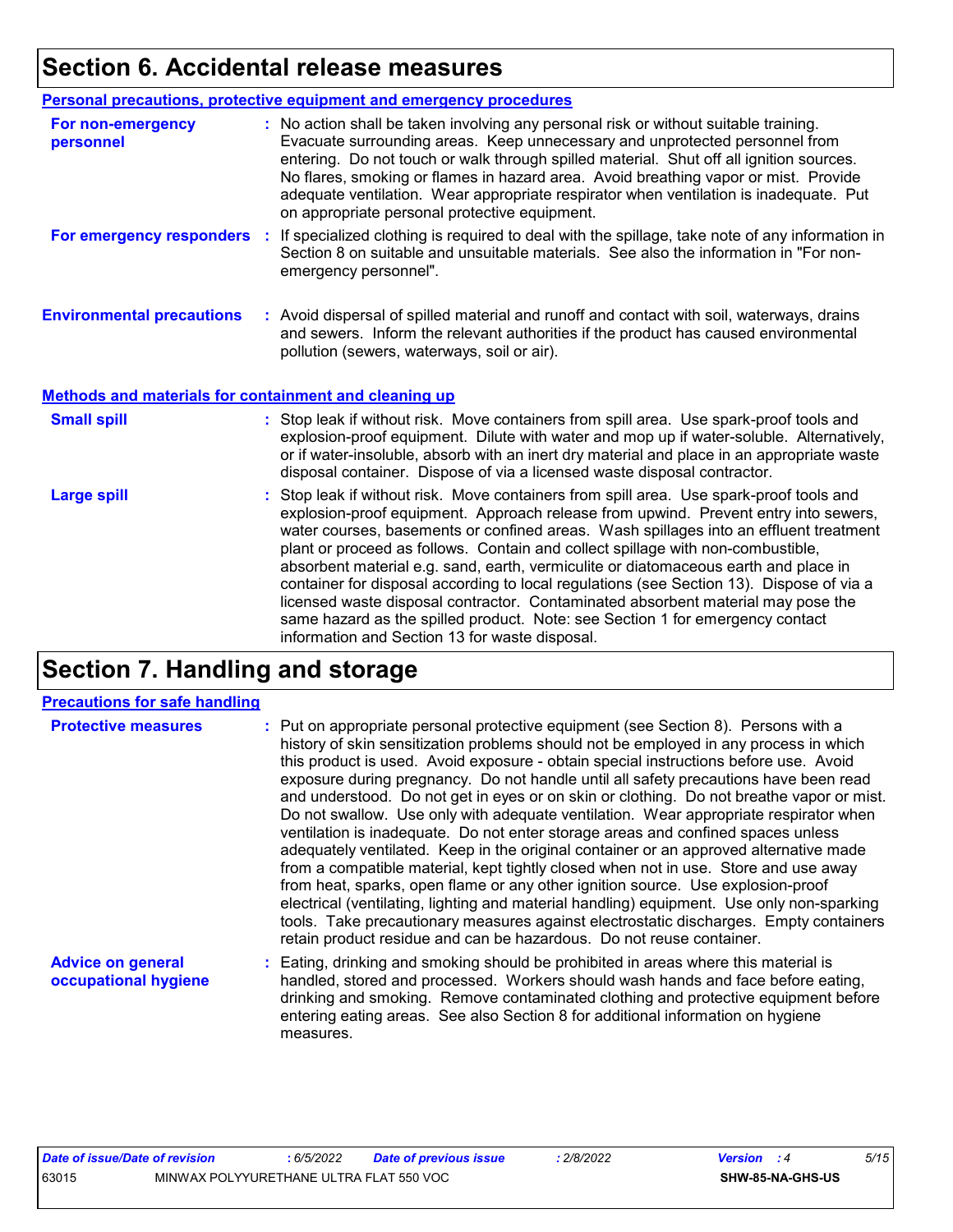# Section 6. Accidental release measures

## Personal precautions, protective equipment and emergency procedures

**For non-emergency personnel** : No action shall be taken involving any personal risk or without suitable training. Evacuate surrounding areas. Keep unnecessary and unprotected personnel from entering. Do not touch or walk through spilled material. Shut off all ignition sources. No flares, smoking or flames in hazard area. Avoid breathing vapor or mist. Provide adequate ventilation. Wear appropriate respirator when ventilation is inadequate. Put on appropriate personal protective equipment.

**For emergency responders** : If specialized clothing is required to deal with the spillage, take note of any information in Section 8 on suitable and unsuitable materials. See also the information in "For non-emergency personnel".

**Environmental precautions** : Avoid dispersal of spilled material and runoff and contact with soil, waterways, drains and sewers. Inform the relevant authorities if the product has caused environmental pollution (sewers, waterways, soil or air).

## Methods and materials for containment and cleaning up

**Small spill** : Stop leak if without risk. Move containers from spill area. Use spark-proof tools and explosion-proof equipment. Dilute with water and mop up if water-soluble. Alternatively, or if water-insoluble, absorb with an inert dry material and place in an appropriate waste disposal container. Dispose of via a licensed waste disposal contractor.

**Large spill** : Stop leak if without risk. Move containers from spill area. Use spark-proof tools and explosion-proof equipment. Approach release from upwind. Prevent entry into sewers, water courses, basements or confined areas. Wash spillages into an effluent treatment plant or proceed as follows. Contain and collect spillage with non-combustible, absorbent material e.g. sand, earth, vermiculite or diatomaceous earth and place in container for disposal according to local regulations (see Section 13). Dispose of via a licensed waste disposal contractor. Contaminated absorbent material may pose the same hazard as the spilled product. Note: see Section 1 for emergency contact information and Section 13 for waste disposal.

# Section 7. Handling and storage

## Precautions for safe handling

**Protective measures** : Put on appropriate personal protective equipment (see Section 8). Persons with a history of skin sensitization problems should not be employed in any process in which this product is used. Avoid exposure - obtain special instructions before use. Avoid exposure during pregnancy. Do not handle until all safety precautions have been read and understood. Do not get in eyes or on skin or clothing. Do not breathe vapor or mist. Do not swallow. Use only with adequate ventilation. Wear appropriate respirator when ventilation is inadequate. Do not enter storage areas and confined spaces unless adequately ventilated. Keep in the original container or an approved alternative made from a compatible material, kept tightly closed when not in use. Store and use away from heat, sparks, open flame or any other ignition source. Use explosion-proof electrical (ventilating, lighting and material handling) equipment. Use only non-sparking tools. Take precautionary measures against electrostatic discharges. Empty containers retain product residue and can be hazardous. Do not reuse container.

**Advice on general occupational hygiene** : Eating, drinking and smoking should be prohibited in areas where this material is handled, stored and processed. Workers should wash hands and face before eating, drinking and smoking. Remove contaminated clothing and protective equipment before entering eating areas. See also Section 8 for additional information on hygiene measures.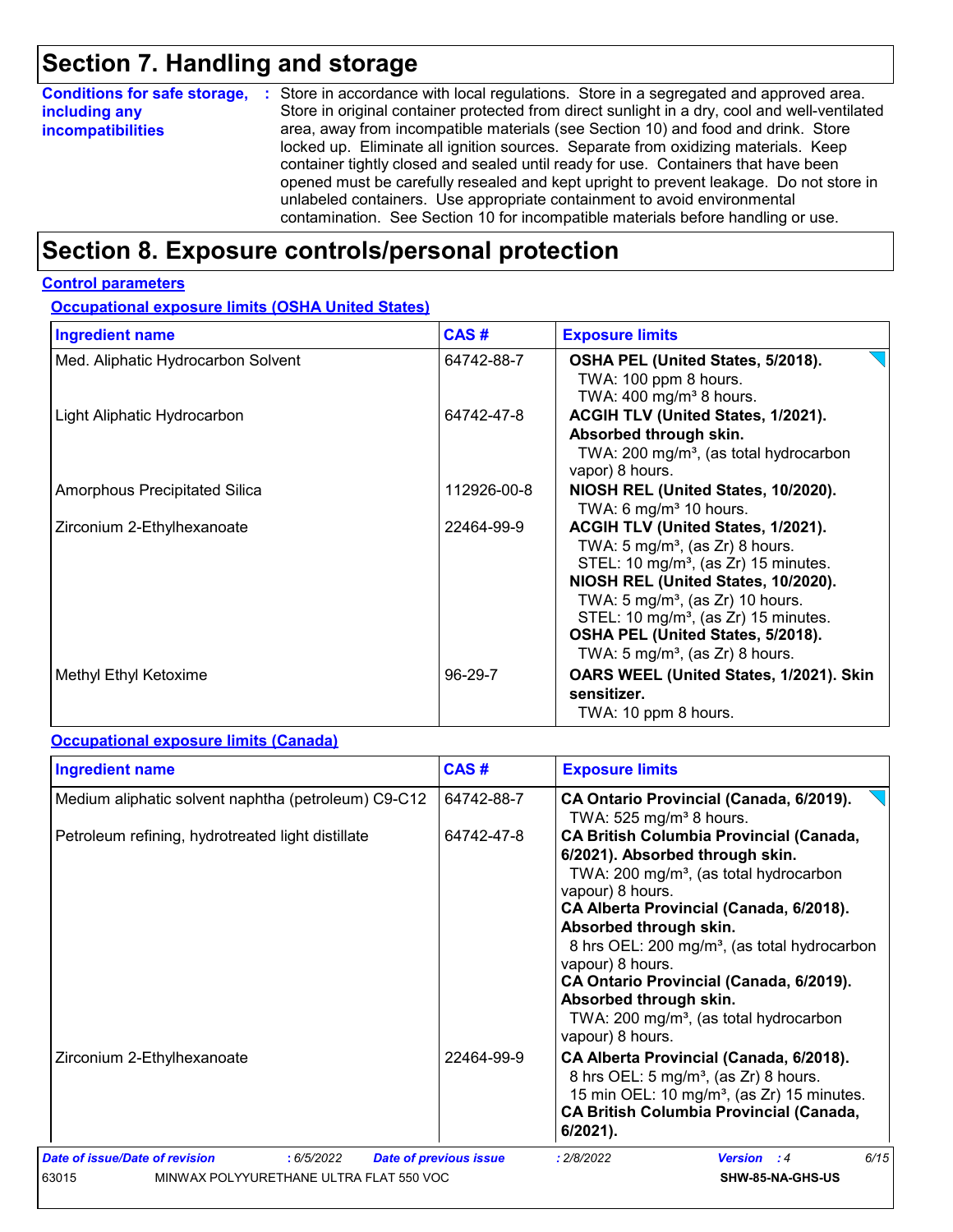## Section 7. Handling and storage

**Conditions for safe storage, including any incompatibilities** : Store in accordance with local regulations. Store in a segregated and approved area. Store in original container protected from direct sunlight in a dry, cool and well-ventilated area, away from incompatible materials (see Section 10) and food and drink. Store locked up. Eliminate all ignition sources. Separate from oxidizing materials. Keep container tightly closed and sealed until ready for use. Containers that have been opened must be carefully resealed and kept upright to prevent leakage. Do not store in unlabeled containers. Use appropriate containment to avoid environmental contamination. See Section 10 for incompatible materials before handling or use.

## Section 8. Exposure controls/personal protection

**Control parameters**

**Occupational exposure limits (OSHA United States)**

| Ingredient name | CAS # | Exposure limits |
|---|---|---|
| Med. Aliphatic Hydrocarbon Solvent | 64742-88-7 | **OSHA PEL (United States, 5/2018).**<br>TWA: 100 ppm 8 hours.<br>TWA: 400 mg/m³ 8 hours. |
| Light Aliphatic Hydrocarbon | 64742-47-8 | **ACGIH TLV (United States, 1/2021). Absorbed through skin.**<br>TWA: 200 mg/m³, (as total hydrocarbon vapor) 8 hours. |
| Amorphous Precipitated Silica | 112926-00-8 | **NIOSH REL (United States, 10/2020).**<br>TWA: 6 mg/m³ 10 hours. |
| Zirconium 2-Ethylhexanoate | 22464-99-9 | **ACGIH TLV (United States, 1/2021).**<br>TWA: 5 mg/m³, (as Zr) 8 hours.<br>STEL: 10 mg/m³, (as Zr) 15 minutes.<br>**NIOSH REL (United States, 10/2020).**<br>TWA: 5 mg/m³, (as Zr) 10 hours.<br>STEL: 10 mg/m³, (as Zr) 15 minutes.<br>**OSHA PEL (United States, 5/2018).**<br>TWA: 5 mg/m³, (as Zr) 8 hours. |
| Methyl Ethyl Ketoxime | 96-29-7 | **OARS WEEL (United States, 1/2021). Skin sensitizer.**<br>TWA: 10 ppm 8 hours. |

**Occupational exposure limits (Canada)**

| Ingredient name | CAS # | Exposure limits |
|---|---|---|
| Medium aliphatic solvent naphtha (petroleum) C9-C12 | 64742-88-7 | **CA Ontario Provincial (Canada, 6/2019).**<br>TWA: 525 mg/m³ 8 hours. |
| Petroleum refining, hydrotreated light distillate | 64742-47-8 | **CA British Columbia Provincial (Canada, 6/2021). Absorbed through skin.**<br>TWA: 200 mg/m³, (as total hydrocarbon vapour) 8 hours.<br>**CA Alberta Provincial (Canada, 6/2018). Absorbed through skin.**<br>8 hrs OEL: 200 mg/m³, (as total hydrocarbon vapour) 8 hours.<br>**CA Ontario Provincial (Canada, 6/2019). Absorbed through skin.**<br>TWA: 200 mg/m³, (as total hydrocarbon vapour) 8 hours. |
| Zirconium 2-Ethylhexanoate | 22464-99-9 | **CA Alberta Provincial (Canada, 6/2018).**<br>8 hrs OEL: 5 mg/m³, (as Zr) 8 hours.<br>15 min OEL: 10 mg/m³, (as Zr) 15 minutes.<br>**CA British Columbia Provincial (Canada, 6/2021).** |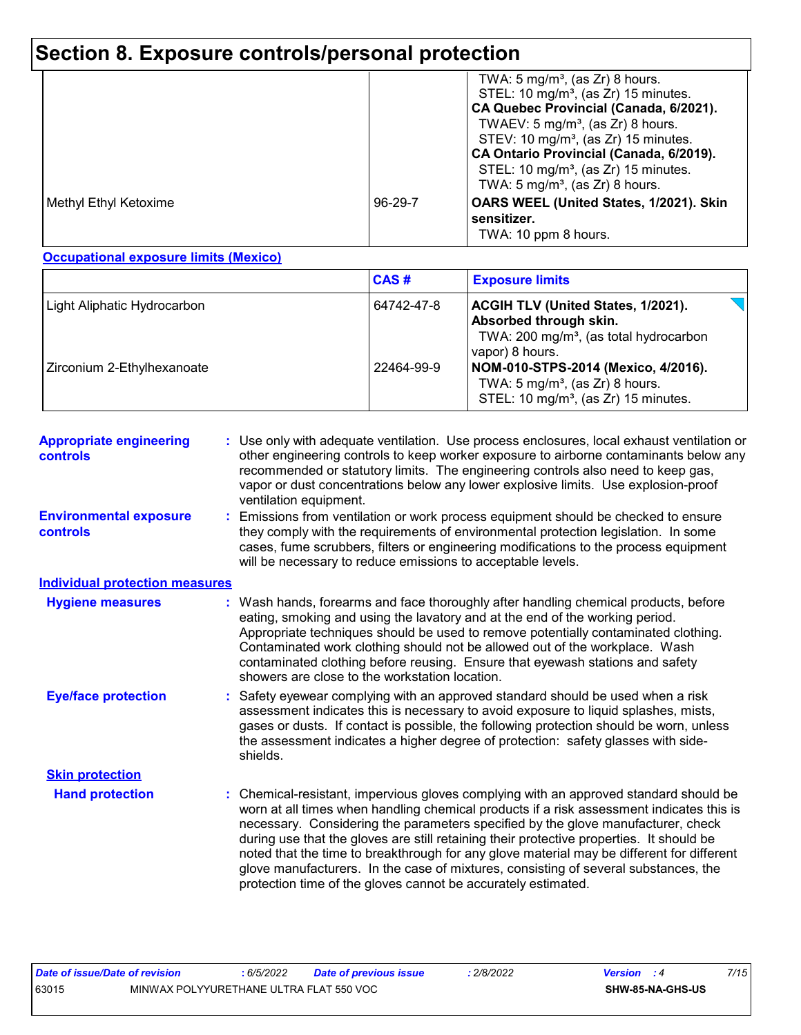# Section 8. Exposure controls/personal protection

| | | |
|---|---|---|
| | | TWA: 5 mg/m³, (as Zr) 8 hours.<br>STEL: 10 mg/m³, (as Zr) 15 minutes.<br>**CA Quebec Provincial (Canada, 6/2021).**<br>TWAEV: 5 mg/m³, (as Zr) 8 hours.<br>STEV: 10 mg/m³, (as Zr) 15 minutes.<br>**CA Ontario Provincial (Canada, 6/2019).**<br>STEL: 10 mg/m³, (as Zr) 15 minutes.<br>TWA: 5 mg/m³, (as Zr) 8 hours. |
| Methyl Ethyl Ketoxime | 96-29-7 | **OARS WEEL (United States, 1/2021). Skin sensitizer.**<br>TWA: 10 ppm 8 hours. |

**Occupational exposure limits (Mexico)**

| | CAS # | Exposure limits |
|---|---|---|
| Light Aliphatic Hydrocarbon | 64742-47-8 | **ACGIH TLV (United States, 1/2021). Absorbed through skin.**<br>TWA: 200 mg/m³, (as total hydrocarbon vapor) 8 hours. |
| Zirconium 2-Ethylhexanoate | 22464-99-9 | **NOM-010-STPS-2014 (Mexico, 4/2016).**<br>TWA: 5 mg/m³, (as Zr) 8 hours.<br>STEL: 10 mg/m³, (as Zr) 15 minutes. |

**Appropriate engineering controls** : Use only with adequate ventilation. Use process enclosures, local exhaust ventilation or other engineering controls to keep worker exposure to airborne contaminants below any recommended or statutory limits. The engineering controls also need to keep gas, vapor or dust concentrations below any lower explosive limits. Use explosion-proof ventilation equipment.

**Environmental exposure controls** : Emissions from ventilation or work process equipment should be checked to ensure they comply with the requirements of environmental protection legislation. In some cases, fume scrubbers, filters or engineering modifications to the process equipment will be necessary to reduce emissions to acceptable levels.

**Individual protection measures**

**Hygiene measures** : Wash hands, forearms and face thoroughly after handling chemical products, before eating, smoking and using the lavatory and at the end of the working period. Appropriate techniques should be used to remove potentially contaminated clothing. Contaminated work clothing should not be allowed out of the workplace. Wash contaminated clothing before reusing. Ensure that eyewash stations and safety showers are close to the workstation location.

**Eye/face protection** : Safety eyewear complying with an approved standard should be used when a risk assessment indicates this is necessary to avoid exposure to liquid splashes, mists, gases or dusts. If contact is possible, the following protection should be worn, unless the assessment indicates a higher degree of protection: safety glasses with side-shields.

**Skin protection**

**Hand protection** : Chemical-resistant, impervious gloves complying with an approved standard should be worn at all times when handling chemical products if a risk assessment indicates this is necessary. Considering the parameters specified by the glove manufacturer, check during use that the gloves are still retaining their protective properties. It should be noted that the time to breakthrough for any glove material may be different for different glove manufacturers. In the case of mixtures, consisting of several substances, the protection time of the gloves cannot be accurately estimated.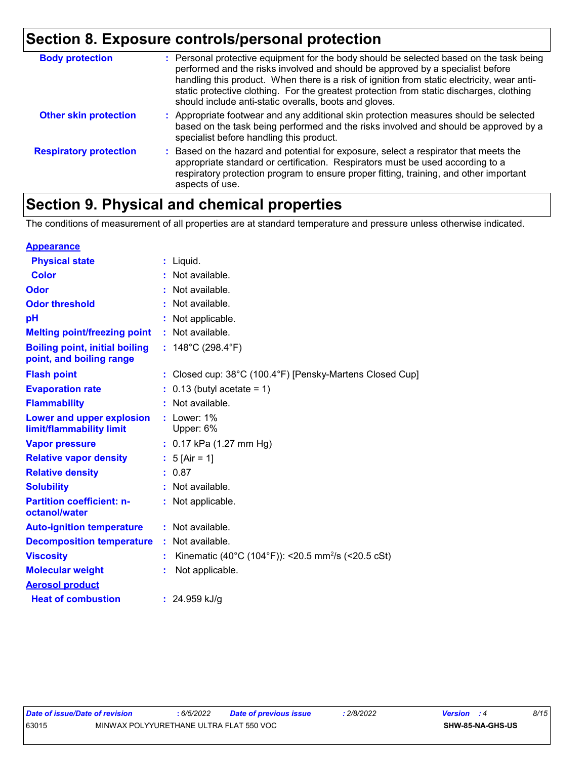## Section 8. Exposure controls/personal protection

| | | |
|---|---|---|
| **Body protection** | : | Personal protective equipment for the body should be selected based on the task being performed and the risks involved and should be approved by a specialist before handling this product. When there is a risk of ignition from static electricity, wear anti-static protective clothing. For the greatest protection from static discharges, clothing should include anti-static overalls, boots and gloves. |
| **Other skin protection** | : | Appropriate footwear and any additional skin protection measures should be selected based on the task being performed and the risks involved and should be approved by a specialist before handling this product. |
| **Respiratory protection** | : | Based on the hazard and potential for exposure, select a respirator that meets the appropriate standard or certification. Respirators must be used according to a respiratory protection program to ensure proper fitting, training, and other important aspects of use. |

## Section 9. Physical and chemical properties

The conditions of measurement of all properties are at standard temperature and pressure unless otherwise indicated.

**Appearance**

| | | |
|---|---|---|
| **Physical state** | : | Liquid. |
| **Color** | : | Not available. |
| **Odor** | : | Not available. |
| **Odor threshold** | : | Not available. |
| **pH** | : | Not applicable. |
| **Melting point/freezing point** | : | Not available. |
| **Boiling point, initial boiling point, and boiling range** | : | 148°C (298.4°F) |
| **Flash point** | : | Closed cup: 38°C (100.4°F) [Pensky-Martens Closed Cup] |
| **Evaporation rate** | : | 0.13 (butyl acetate = 1) |
| **Flammability** | : | Not available. |
| **Lower and upper explosion limit/flammability limit** | : | Lower: 1%<br>Upper: 6% |
| **Vapor pressure** | : | 0.17 kPa (1.27 mm Hg) |
| **Relative vapor density** | : | 5 [Air = 1] |
| **Relative density** | : | 0.87 |
| **Solubility** | : | Not available. |
| **Partition coefficient: n-octanol/water** | : | Not applicable. |
| **Auto-ignition temperature** | : | Not available. |
| **Decomposition temperature** | : | Not available. |
| **Viscosity** | : | Kinematic (40°C (104°F)): <20.5 $mm^2/s$ (<20.5 cSt) |
| **Molecular weight** | : | Not applicable. |

**Aerosol product**

| | | |
|---|---|---|
| **Heat of combustion** | : | 24.959 kJ/g |

| | | | | | |
|---|---|---|---|---|---|
| *Date of issue/Date of revision* | *: 6/5/2022* | *Date of previous issue* | *: 2/8/2022* | *Version : 4* | |
| 63015 | MINWAX POLYYURETHANE ULTRA FLAT 550 VOC | | | **SHW-85-NA-GHS-US** | |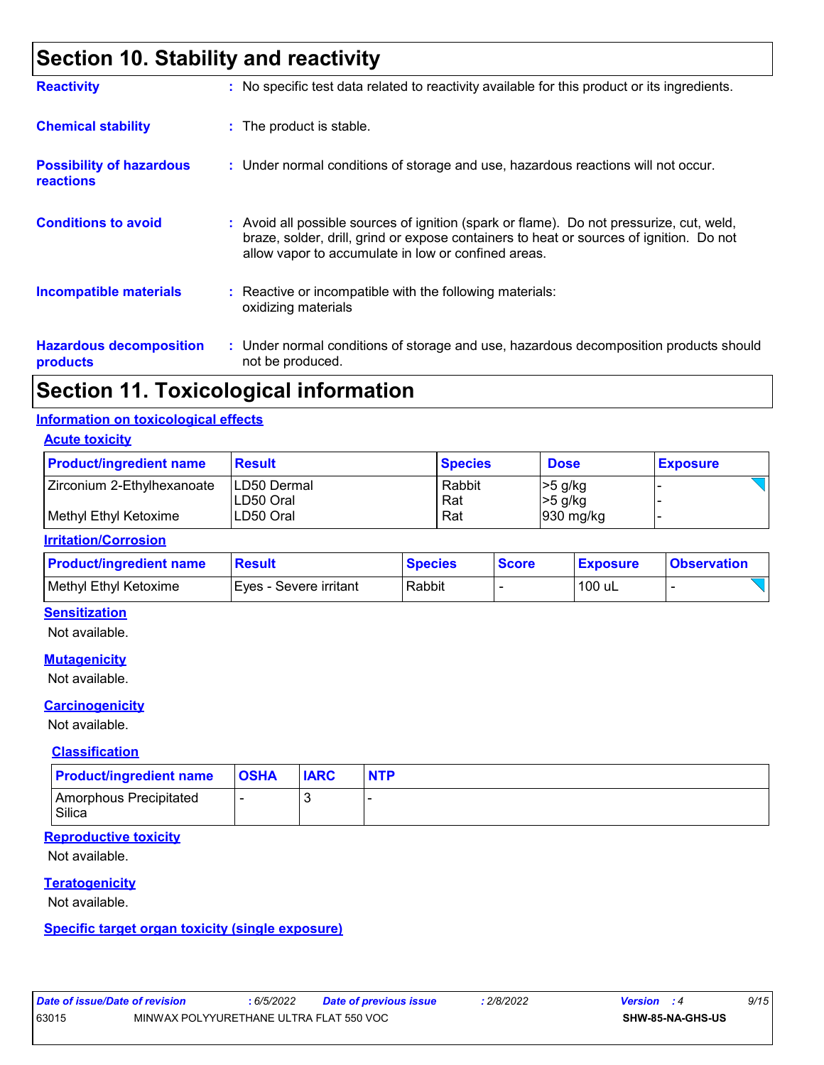# Section 10. Stability and reactivity

**Reactivity** : No specific test data related to reactivity available for this product or its ingredients.

**Chemical stability** : The product is stable.

**Possibility of hazardous reactions** : Under normal conditions of storage and use, hazardous reactions will not occur.

**Conditions to avoid** : Avoid all possible sources of ignition (spark or flame). Do not pressurize, cut, weld, braze, solder, drill, grind or expose containers to heat or sources of ignition. Do not allow vapor to accumulate in low or confined areas.

**Incompatible materials** : Reactive or incompatible with the following materials: oxidizing materials

**Hazardous decomposition products** : Under normal conditions of storage and use, hazardous decomposition products should not be produced.

# Section 11. Toxicological information

## Information on toxicological effects

### Acute toxicity

| Product/ingredient name | Result | Species | Dose | Exposure |
|---|---|---|---|---|
| Zirconium 2-Ethylhexanoate | LD50 Dermal | Rabbit | >5 g/kg | - |
| | LD50 Oral | Rat | >5 g/kg | - |
| Methyl Ethyl Ketoxime | LD50 Oral | Rat | 930 mg/kg | - |

### Irritation/Corrosion

| Product/ingredient name | Result | Species | Score | Exposure | Observation |
|---|---|---|---|---|---|
| Methyl Ethyl Ketoxime | Eyes - Severe irritant | Rabbit | - | 100 uL | - |

### Sensitization

Not available.

### Mutagenicity

Not available.

### Carcinogenicity

Not available.

#### Classification

| Product/ingredient name | OSHA | IARC | NTP |
|---|---|---|---|
| Amorphous Precipitated Silica | - | 3 | - |

### Reproductive toxicity

Not available.

### Teratogenicity

Not available.

### Specific target organ toxicity (single exposure)

| Date of issue/Date of revision | : 6/5/2022 | Date of previous issue | : 2/8/2022 | Version : 4 |
|---|---|---|---|---|
| 63015 | MINWAX POLYYURETHANE ULTRA FLAT 550 VOC | | | SHW-85-NA-GHS-US |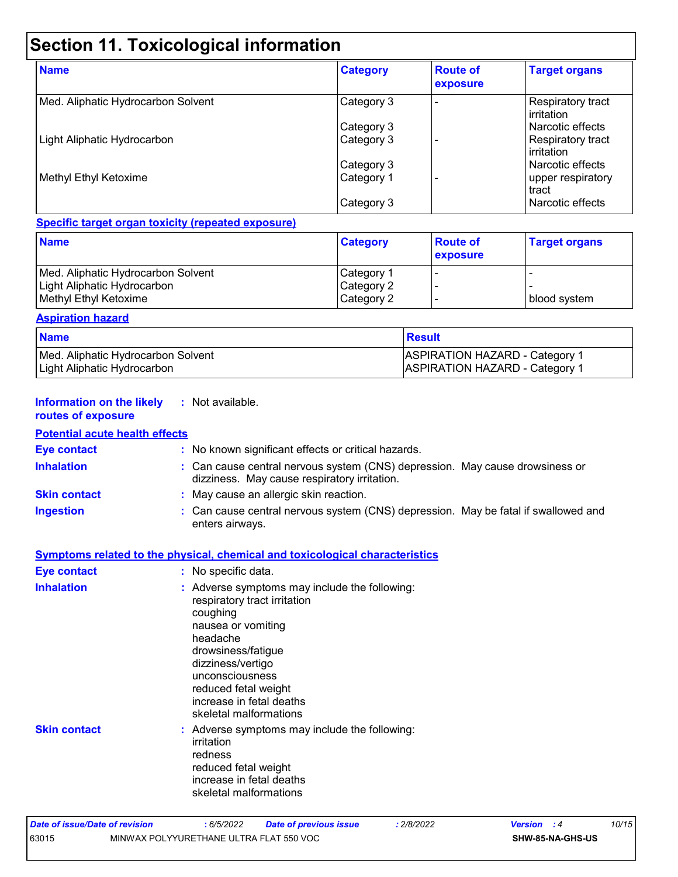# Section 11. Toxicological information

| Name | Category | Route of exposure | Target organs |
|---|---|---|---|
| Med. Aliphatic Hydrocarbon Solvent | Category 3 | - | Respiratory tract irritation |
| | Category 3 | | Narcotic effects |
| Light Aliphatic Hydrocarbon | Category 3 | - | Respiratory tract irritation |
| | Category 3 | | Narcotic effects |
| Methyl Ethyl Ketoxime | Category 1 | - | upper respiratory tract |
| | Category 3 | | Narcotic effects |

**Specific target organ toxicity (repeated exposure)**

| Name | Category | Route of exposure | Target organs |
|---|---|---|---|
| Med. Aliphatic Hydrocarbon Solvent | Category 1 | - | - |
| Light Aliphatic Hydrocarbon | Category 2 | - | - |
| Methyl Ethyl Ketoxime | Category 2 | - | blood system |

**Aspiration hazard**

| Name | Result |
|---|---|
| Med. Aliphatic Hydrocarbon Solvent | ASPIRATION HAZARD - Category 1 |
| Light Aliphatic Hydrocarbon | ASPIRATION HAZARD - Category 1 |

**Information on the likely routes of exposure** : Not available.

**Potential acute health effects**

**Eye contact** : No known significant effects or critical hazards.

**Inhalation** : Can cause central nervous system (CNS) depression. May cause drowsiness or dizziness. May cause respiratory irritation.

**Skin contact** : May cause an allergic skin reaction.

**Ingestion** : Can cause central nervous system (CNS) depression. May be fatal if swallowed and enters airways.

**Symptoms related to the physical, chemical and toxicological characteristics**

**Eye contact** : No specific data.

**Inhalation** : Adverse symptoms may include the following:
respiratory tract irritation
coughing
nausea or vomiting
headache
drowsiness/fatigue
dizziness/vertigo
unconsciousness
reduced fetal weight
increase in fetal deaths
skeletal malformations

**Skin contact** : Adverse symptoms may include the following:
irritation
redness
reduced fetal weight
increase in fetal deaths
skeletal malformations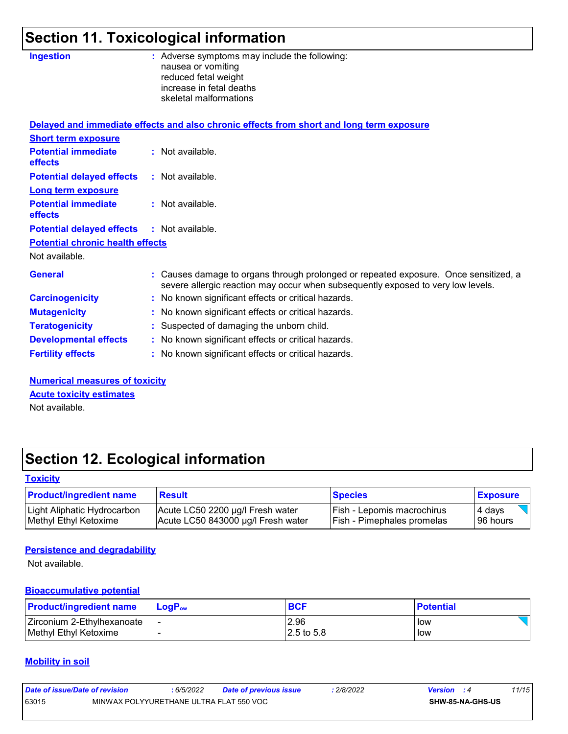## Section 11. Toxicological information

**Ingestion** : Adverse symptoms may include the following:
nausea or vomiting
reduced fetal weight
increase in fetal deaths
skeletal malformations

**Delayed and immediate effects and also chronic effects from short and long term exposure**

**Short term exposure**

**Potential immediate effects** : Not available.

**Potential delayed effects** : Not available.

**Long term exposure**

**Potential immediate effects** : Not available.

**Potential delayed effects** : Not available.

**Potential chronic health effects**

Not available.

**General** : Causes damage to organs through prolonged or repeated exposure. Once sensitized, a severe allergic reaction may occur when subsequently exposed to very low levels.

**Carcinogenicity** : No known significant effects or critical hazards.

**Mutagenicity** : No known significant effects or critical hazards.

**Teratogenicity** : Suspected of damaging the unborn child.

**Developmental effects** : No known significant effects or critical hazards.

**Fertility effects** : No known significant effects or critical hazards.

**Numerical measures of toxicity**

**Acute toxicity estimates**

Not available.

## Section 12. Ecological information

**Toxicity**

| Product/ingredient name | Result | Species | Exposure |
|---|---|---|---|
| Light Aliphatic Hydrocarbon | Acute LC50 2200 µg/l Fresh water | Fish - Lepomis macrochirus | 4 days |
| Methyl Ethyl Ketoxime | Acute LC50 843000 µg/l Fresh water | Fish - Pimephales promelas | 96 hours |

**Persistence and degradability**

Not available.

**Bioaccumulative potential**

| Product/ingredient name | $LogP_{ow}$ | BCF | Potential |
|---|---|---|---|
| Zirconium 2-Ethylhexanoate | - | 2.96 | low |
| Methyl Ethyl Ketoxime | - | 2.5 to 5.8 | low |

**Mobility in soil**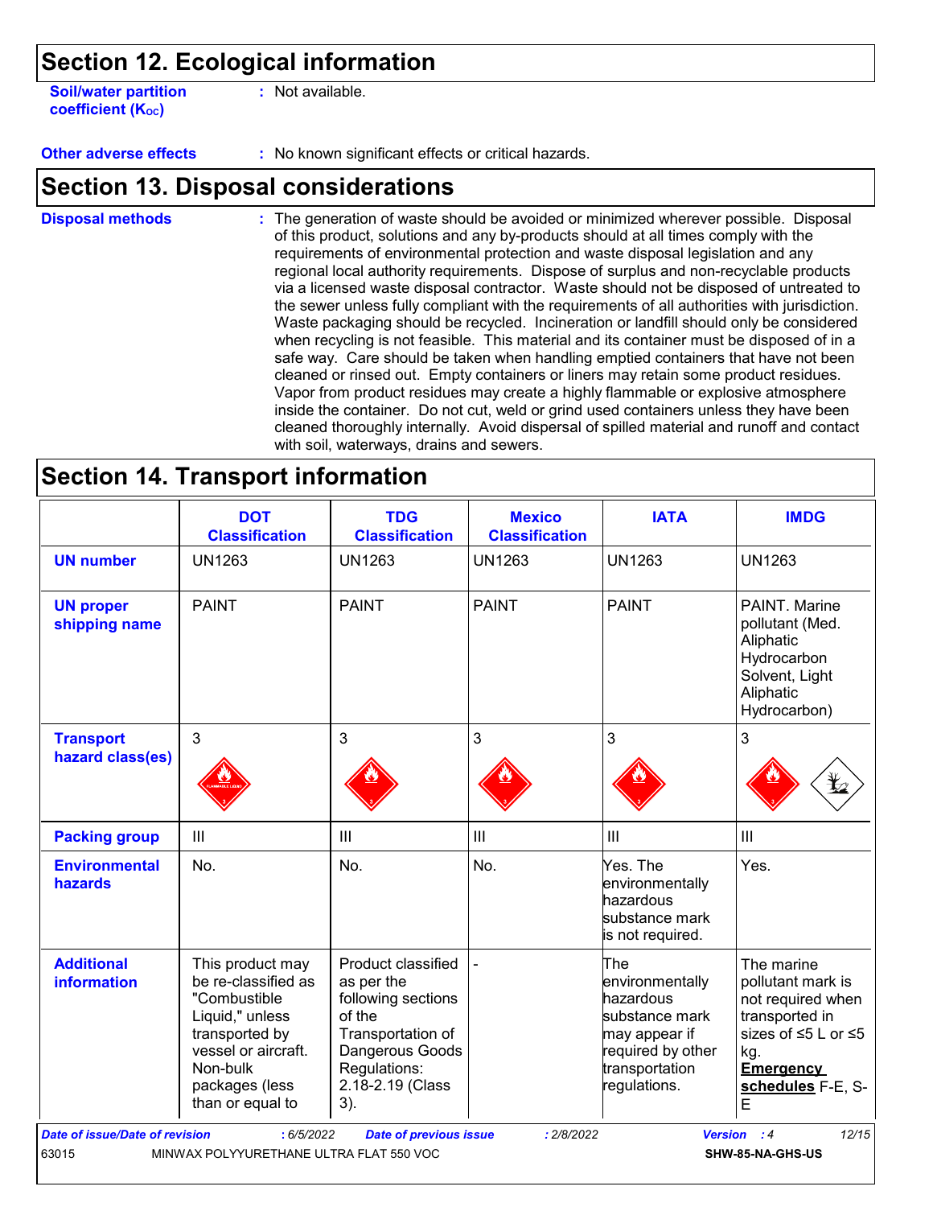## Section 12. Ecological information

**Soil/water partition coefficient ($K_{OC}$)** : Not available.

**Other adverse effects** : No known significant effects or critical hazards.

## Section 13. Disposal considerations

**Disposal methods** : The generation of waste should be avoided or minimized wherever possible. Disposal of this product, solutions and any by-products should at all times comply with the requirements of environmental protection and waste disposal legislation and any regional local authority requirements. Dispose of surplus and non-recyclable products via a licensed waste disposal contractor. Waste should not be disposed of untreated to the sewer unless fully compliant with the requirements of all authorities with jurisdiction. Waste packaging should be recycled. Incineration or landfill should only be considered when recycling is not feasible. This material and its container must be disposed of in a safe way. Care should be taken when handling emptied containers that have not been cleaned or rinsed out. Empty containers or liners may retain some product residues. Vapor from product residues may create a highly flammable or explosive atmosphere inside the container. Do not cut, weld or grind used containers unless they have been cleaned thoroughly internally. Avoid dispersal of spilled material and runoff and contact with soil, waterways, drains and sewers.

## Section 14. Transport information

| | DOT Classification | TDG Classification | Mexico Classification | IATA | IMDG |
|---|---|---|---|---|---|
| **UN number** | UN1263 | UN1263 | UN1263 | UN1263 | UN1263 |
| **UN proper shipping name** | PAINT | PAINT | PAINT | PAINT | PAINT. Marine pollutant (Med. Aliphatic Hydrocarbon Solvent, Light Aliphatic Hydrocarbon) |
| **Transport hazard class(es)** | 3 | 3 | 3 | 3 | 3 |
| **Packing group** | III | III | III | III | III |
| **Environmental hazards** | No. | No. | No. | Yes. The environmentally hazardous substance mark is not required. | Yes. |
| **Additional information** | This product may be re-classified as "Combustible Liquid," unless transported by vessel or aircraft. Non-bulk packages (less than or equal to | Product classified as per the following sections of the Transportation of Dangerous Goods Regulations: 2.18-2.19 (Class 3). | - | The environmentally hazardous substance mark may appear if required by other transportation regulations. | The marine pollutant mark is not required when transported in sizes of ≤5 L or ≤5 kg. **Emergency schedules** F-E, S-E |

Date of issue/Date of revision : 6/5/2022 Date of previous issue : 2/8/2022 Version : 4

63015 MINWAX POLYURETHANE ULTRA FLAT 550 VOC SHW-85-NA-GHS-US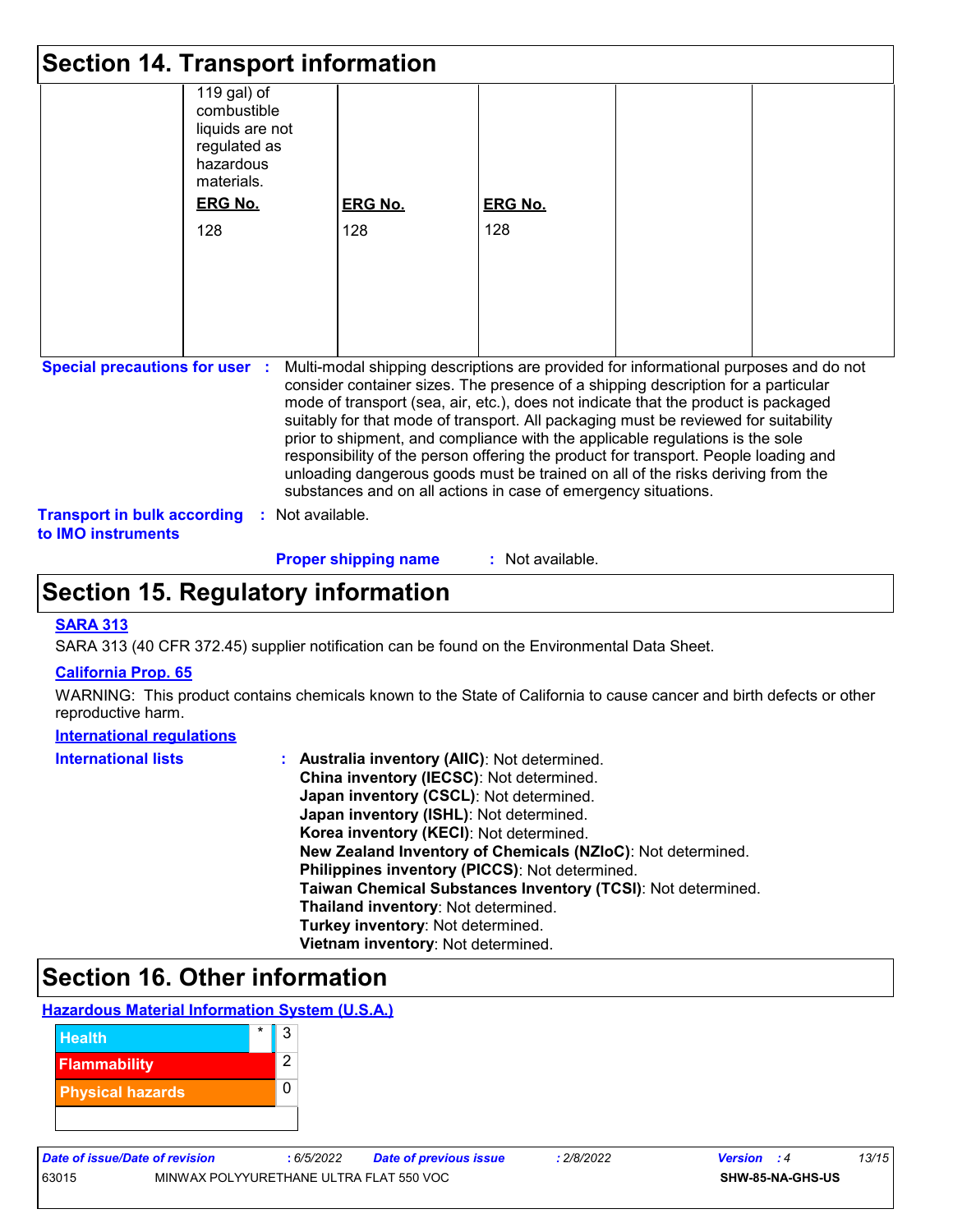## Section 14. Transport information

| | | | | | |
|---|---|---|---|---|---|
| | 119 gal) of combustible liquids are not regulated as hazardous materials.<br><br>**ERG No.**<br>128 | **ERG No.**<br>128 | **ERG No.**<br>128 | | |

**Special precautions for user** : Multi-modal shipping descriptions are provided for informational purposes and do not consider container sizes. The presence of a shipping description for a particular mode of transport (sea, air, etc.), does not indicate that the product is packaged suitably for that mode of transport. All packaging must be reviewed for suitability prior to shipment, and compliance with the applicable regulations is the sole responsibility of the person offering the product for transport. People loading and unloading dangerous goods must be trained on all of the risks deriving from the substances and on all actions in case of emergency situations.

**Transport in bulk according to IMO instruments** : Not available.

**Proper shipping name** : Not available.

## Section 15. Regulatory information

**SARA 313**

SARA 313 (40 CFR 372.45) supplier notification can be found on the Environmental Data Sheet.

**California Prop. 65**

WARNING: This product contains chemicals known to the State of California to cause cancer and birth defects or other reproductive harm.

**International regulations**

**International lists** :
- **Australia inventory (AIIC)**: Not determined.
- **China inventory (IECSC)**: Not determined.
- **Japan inventory (CSCL)**: Not determined.
- **Japan inventory (ISHL)**: Not determined.
- **Korea inventory (KECI)**: Not determined.
- **New Zealand Inventory of Chemicals (NZIoC)**: Not determined.
- **Philippines inventory (PICCS)**: Not determined.
- **Taiwan Chemical Substances Inventory (TCSI)**: Not determined.
- **Thailand inventory**: Not determined.
- **Turkey inventory**: Not determined.
- **Vietnam inventory**: Not determined.

## Section 16. Other information

**Hazardous Material Information System (U.S.A.)**

| | | |
|---|---|---|
| Health | * | 3 |
| Flammability | | 2 |
| Physical hazards | | 0 |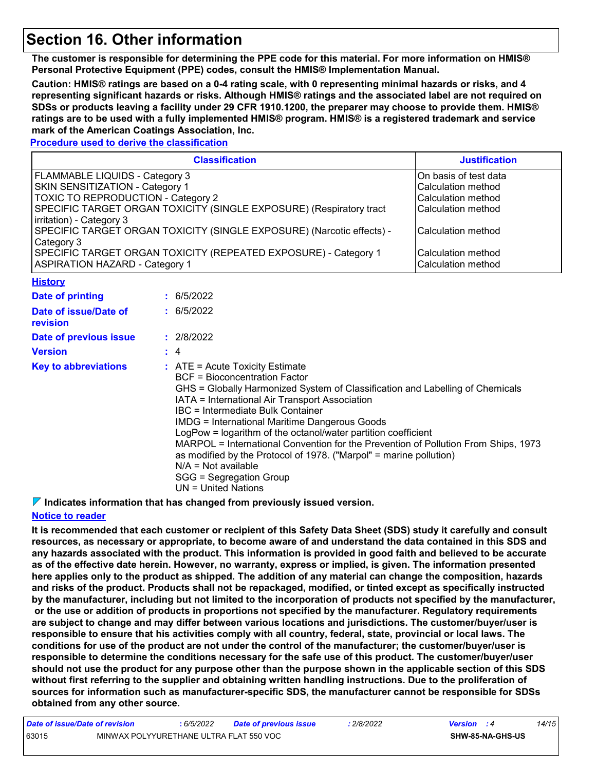# Section 16. Other information

**The customer is responsible for determining the PPE code for this material. For more information on HMIS® Personal Protective Equipment (PPE) codes, consult the HMIS® Implementation Manual.**

**Caution: HMIS® ratings are based on a 0-4 rating scale, with 0 representing minimal hazards or risks, and 4 representing significant hazards or risks. Although HMIS® ratings and the associated label are not required on SDSs or products leaving a facility under 29 CFR 1910.1200, the preparer may choose to provide them. HMIS® ratings are to be used with a fully implemented HMIS® program. HMIS® is a registered trademark and service mark of the American Coatings Association, Inc.**

**Procedure used to derive the classification**

| Classification | Justification |
|---|---|
| FLAMMABLE LIQUIDS - Category 3 | On basis of test data |
| SKIN SENSITIZATION - Category 1 | Calculation method |
| TOXIC TO REPRODUCTION - Category 2 | Calculation method |
| SPECIFIC TARGET ORGAN TOXICITY (SINGLE EXPOSURE) (Respiratory tract irritation) - Category 3 | Calculation method |
| SPECIFIC TARGET ORGAN TOXICITY (SINGLE EXPOSURE) (Narcotic effects) - Category 3 | Calculation method |
| SPECIFIC TARGET ORGAN TOXICITY (REPEATED EXPOSURE) - Category 1 | Calculation method |
| ASPIRATION HAZARD - Category 1 | Calculation method |

**History**

**Date of printing** : 6/5/2022

**Date of issue/Date of revision** : 6/5/2022

**Date of previous issue** : 2/8/2022

**Version** : 4

**Key to abbreviations** : ATE = Acute Toxicity Estimate
BCF = Bioconcentration Factor
GHS = Globally Harmonized System of Classification and Labelling of Chemicals
IATA = International Air Transport Association
IBC = Intermediate Bulk Container
IMDG = International Maritime Dangerous Goods
LogPow = logarithm of the octanol/water partition coefficient
MARPOL = International Convention for the Prevention of Pollution From Ships, 1973 as modified by the Protocol of 1978. ("Marpol" = marine pollution)
N/A = Not available
SGG = Segregation Group
UN = United Nations

**Indicates information that has changed from previously issued version.**

**Notice to reader**

**It is recommended that each customer or recipient of this Safety Data Sheet (SDS) study it carefully and consult resources, as necessary or appropriate, to become aware of and understand the data contained in this SDS and any hazards associated with the product. This information is provided in good faith and believed to be accurate as of the effective date herein. However, no warranty, express or implied, is given. The information presented here applies only to the product as shipped. The addition of any material can change the composition, hazards and risks of the product. Products shall not be repackaged, modified, or tinted except as specifically instructed by the manufacturer, including but not limited to the incorporation of products not specified by the manufacturer, or the use or addition of products in proportions not specified by the manufacturer. Regulatory requirements are subject to change and may differ between various locations and jurisdictions. The customer/buyer/user is responsible to ensure that his activities comply with all country, federal, state, provincial or local laws. The conditions for use of the product are not under the control of the manufacturer; the customer/buyer/user is responsible to determine the conditions necessary for the safe use of this product. The customer/buyer/user should not use the product for any purpose other than the purpose shown in the applicable section of this SDS without first referring to the supplier and obtaining written handling instructions. Due to the proliferation of sources for information such as manufacturer-specific SDS, the manufacturer cannot be responsible for SDSs obtained from any other source.**